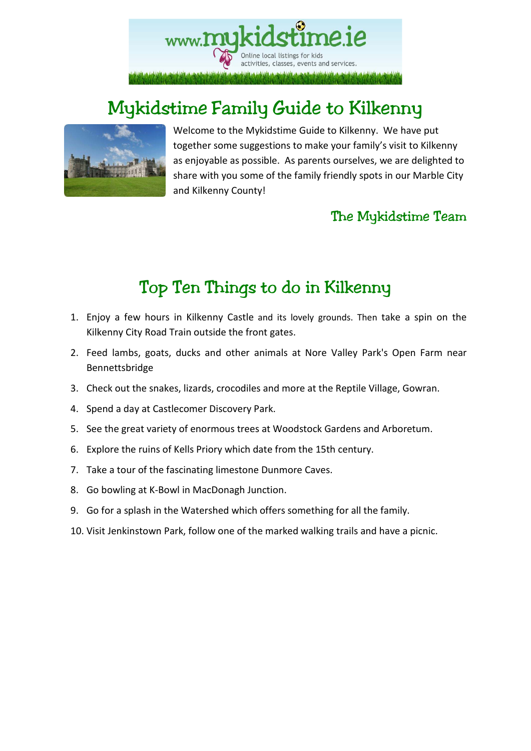# Mykidstime Family Guide to Kilkenny

Welcome to the Mykidstime Guide to Kilkenny. We have put together some suggestions to make your family's visit to Kilkenny as enjoyable as possible. As parents ourselves, we are delighted to share with you some of the family friendly spots in our Marble City and Kilkenny County!

The Mykidstime Team

## Top Ten Things to do in Kilkenny

1. Enjoy a few hours in Kilkenny Castle and its lovely grounds. Then take a spin on the Kilkenny City Road Train outside the front gates.
2. Feed lambs, goats, ducks and other animals at Nore Valley Park's Open Farm near Bennettsbridge
3. Check out the snakes, lizards, crocodiles and more at the Reptile Village, Gowran.
4. Spend a day at Castlecomer Discovery Park.
5. See the great variety of enormous trees at Woodstock Gardens and Arboretum.
6. Explore the ruins of Kells Priory which date from the 15th century.
7. Take a tour of the fascinating limestone Dunmore Caves.
8. Go bowling at K-Bowl in MacDonagh Junction.
9. Go for a splash in the Watershed which offers something for all the family.
10. Visit Jenkinstown Park, follow one of the marked walking trails and have a picnic.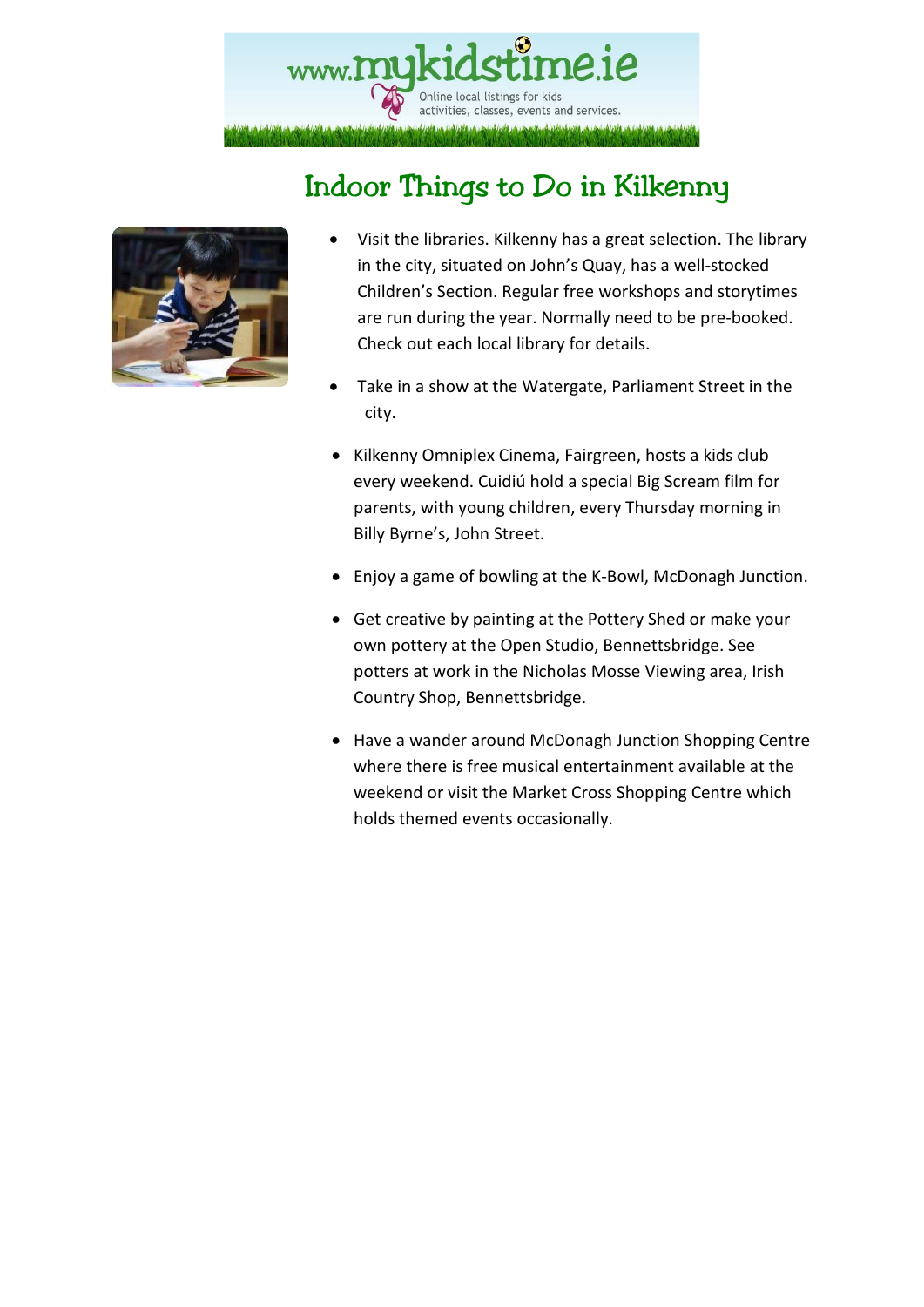# Indoor Things to Do in Kilkenny

- Visit the libraries. Kilkenny has a great selection. The library in the city, situated on John's Quay, has a well-stocked Children's Section. Regular free workshops and storytimes are run during the year. Normally need to be pre-booked. Check out each local library for details.
- Take in a show at the Watergate, Parliament Street in the city.
- Kilkenny Omniplex Cinema, Fairgreen, hosts a kids club every weekend. Cuidiú hold a special Big Scream film for parents, with young children, every Thursday morning in Billy Byrne's, John Street.
- Enjoy a game of bowling at the K-Bowl, McDonagh Junction.
- Get creative by painting at the Pottery Shed or make your own pottery at the Open Studio, Bennettsbridge. See potters at work in the Nicholas Mosse Viewing area, Irish Country Shop, Bennettsbridge.
- Have a wander around McDonagh Junction Shopping Centre where there is free musical entertainment available at the weekend or visit the Market Cross Shopping Centre which holds themed events occasionally.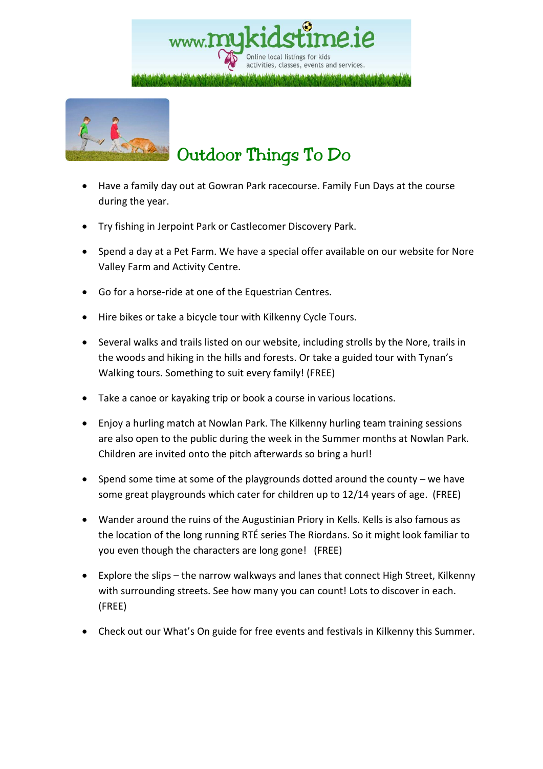# Outdoor Things To Do

- Have a family day out at Gowran Park racecourse. Family Fun Days at the course during the year.
- Try fishing in Jerpoint Park or Castlecomer Discovery Park.
- Spend a day at a Pet Farm. We have a special offer available on our website for Nore Valley Farm and Activity Centre.
- Go for a horse-ride at one of the Equestrian Centres.
- Hire bikes or take a bicycle tour with Kilkenny Cycle Tours.
- Several walks and trails listed on our website, including strolls by the Nore, trails in the woods and hiking in the hills and forests. Or take a guided tour with Tynan's Walking tours. Something to suit every family! (FREE)
- Take a canoe or kayaking trip or book a course in various locations.
- Enjoy a hurling match at Nowlan Park. The Kilkenny hurling team training sessions are also open to the public during the week in the Summer months at Nowlan Park. Children are invited onto the pitch afterwards so bring a hurl!
- Spend some time at some of the playgrounds dotted around the county – we have some great playgrounds which cater for children up to 12/14 years of age. (FREE)
- Wander around the ruins of the Augustinian Priory in Kells. Kells is also famous as the location of the long running RTÉ series The Riordans. So it might look familiar to you even though the characters are long gone! (FREE)
- Explore the slips – the narrow walkways and lanes that connect High Street, Kilkenny with surrounding streets. See how many you can count! Lots to discover in each. (FREE)
- Check out our What's On guide for free events and festivals in Kilkenny this Summer.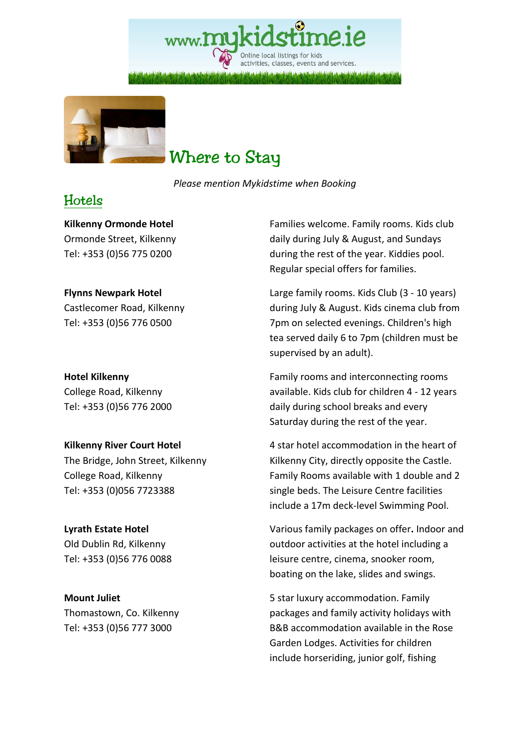# Where to Stay

*Please mention Mykidstime when Booking*

## Hotels

**Kilkenny Ormonde Hotel**
Ormonde Street, Kilkenny
Tel: +353 (0)56 775 0200

Families welcome. Family rooms. Kids club daily during July & August, and Sundays during the rest of the year. Kiddies pool. Regular special offers for families.

**Flynns Newpark Hotel**
Castlecomer Road, Kilkenny
Tel: +353 (0)56 776 0500

Large family rooms. Kids Club (3 - 10 years) during July & August. Kids cinema club from 7pm on selected evenings. Children's high tea served daily 6 to 7pm (children must be supervised by an adult).

**Hotel Kilkenny**
College Road, Kilkenny
Tel: +353 (0)56 776 2000

Family rooms and interconnecting rooms available. Kids club for children 4 - 12 years daily during school breaks and every Saturday during the rest of the year.

**Kilkenny River Court Hotel**
The Bridge, John Street, Kilkenny
College Road, Kilkenny
Tel: +353 (0)056 7723388

4 star hotel accommodation in the heart of Kilkenny City, directly opposite the Castle. Family Rooms available with 1 double and 2 single beds. The Leisure Centre facilities include a 17m deck-level Swimming Pool.

**Lyrath Estate Hotel**
Old Dublin Rd, Kilkenny
Tel: +353 (0)56 776 0088

Various family packages on offer**.** Indoor and outdoor activities at the hotel including a leisure centre, cinema, snooker room, boating on the lake, slides and swings.

**Mount Juliet**
Thomastown, Co. Kilkenny
Tel: +353 (0)56 777 3000

5 star luxury accommodation. Family packages and family activity holidays with B&B accommodation available in the Rose Garden Lodges. Activities for children include horseriding, junior golf, fishing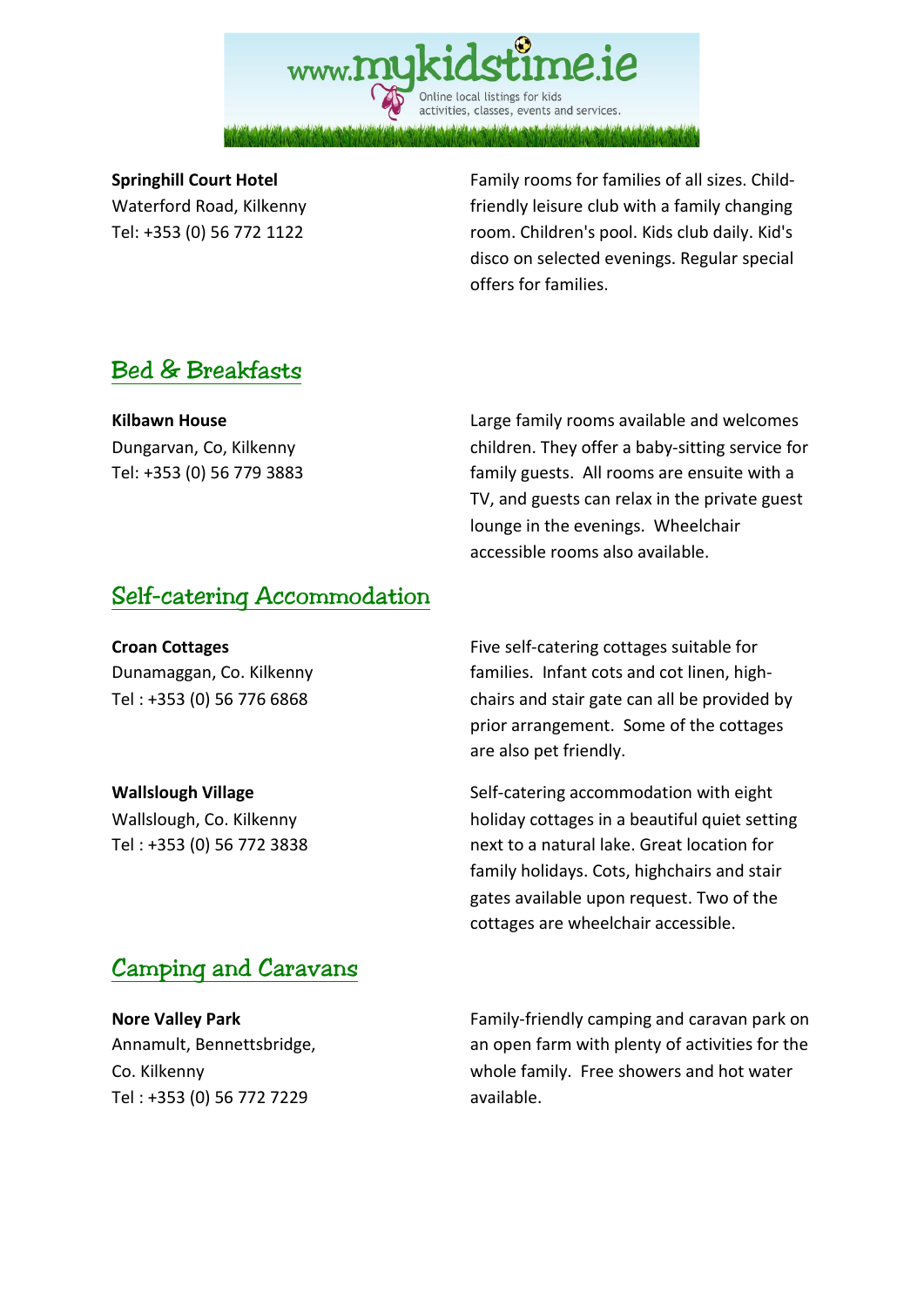**Springhill Court Hotel**
Waterford Road, Kilkenny
Tel: +353 (0) 56 772 1122

Family rooms for families of all sizes. Child-friendly leisure club with a family changing room. Children's pool. Kids club daily. Kid's disco on selected evenings. Regular special offers for families.

## Bed & Breakfasts

**Kilbawn House**
Dungarvan, Co, Kilkenny
Tel: +353 (0) 56 779 3883

Large family rooms available and welcomes children. They offer a baby-sitting service for family guests. All rooms are ensuite with a TV, and guests can relax in the private guest lounge in the evenings. Wheelchair accessible rooms also available.

## Self-catering Accommodation

**Croan Cottages**
Dunamaggan, Co. Kilkenny
Tel : +353 (0) 56 776 6868

Five self-catering cottages suitable for families. Infant cots and cot linen, high-chairs and stair gate can all be provided by prior arrangement. Some of the cottages are also pet friendly.

**Wallslough Village**
Wallslough, Co. Kilkenny
Tel : +353 (0) 56 772 3838

Self-catering accommodation with eight holiday cottages in a beautiful quiet setting next to a natural lake. Great location for family holidays. Cots, highchairs and stair gates available upon request. Two of the cottages are wheelchair accessible.

## Camping and Caravans

**Nore Valley Park**
Annamult, Bennettsbridge,
Co. Kilkenny
Tel : +353 (0) 56 772 7229

Family-friendly camping and caravan park on an open farm with plenty of activities for the whole family. Free showers and hot water available.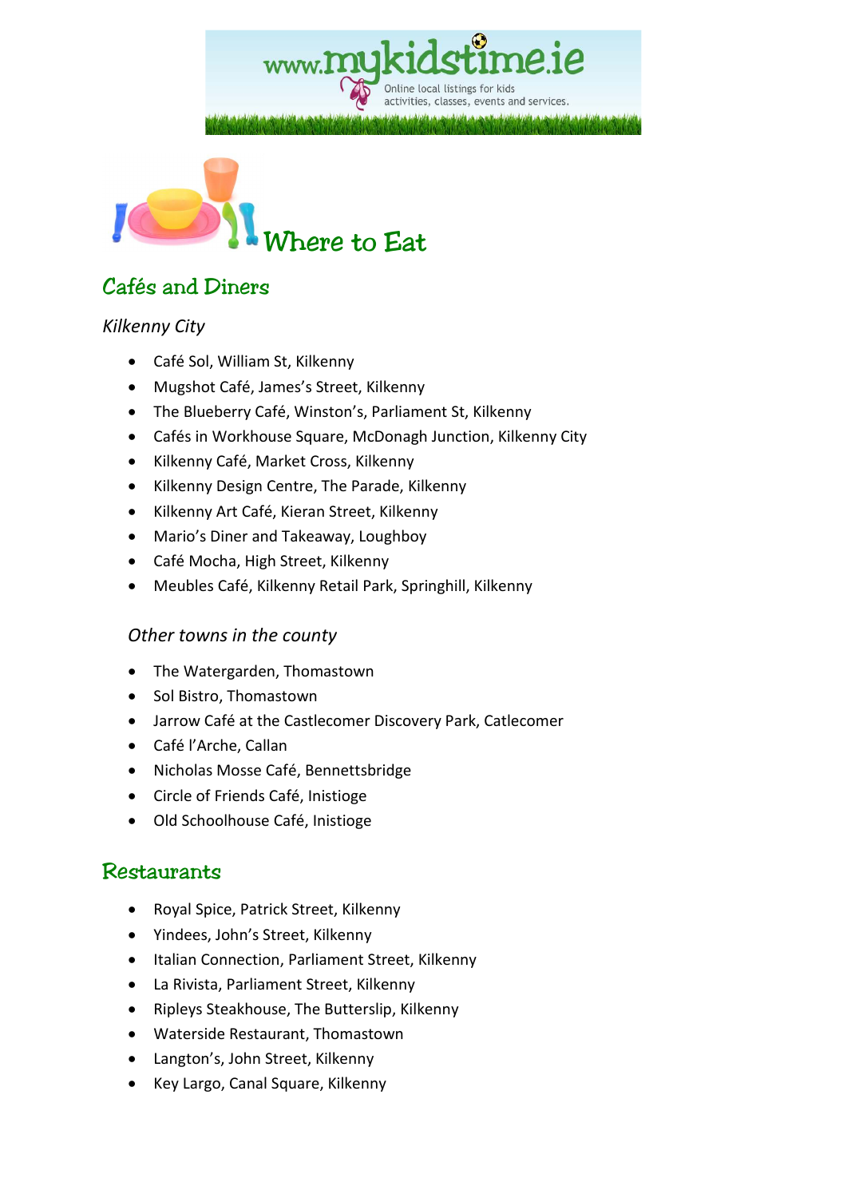# Where to Eat

## Cafés and Diners

### *Kilkenny City*

- Café Sol, William St, Kilkenny
- Mugshot Café, James's Street, Kilkenny
- The Blueberry Café, Winston's, Parliament St, Kilkenny
- Cafés in Workhouse Square, McDonagh Junction, Kilkenny City
- Kilkenny Café, Market Cross, Kilkenny
- Kilkenny Design Centre, The Parade, Kilkenny
- Kilkenny Art Café, Kieran Street, Kilkenny
- Mario's Diner and Takeaway, Loughboy
- Café Mocha, High Street, Kilkenny
- Meubles Café, Kilkenny Retail Park, Springhill, Kilkenny

### *Other towns in the county*

- The Watergarden, Thomastown
- Sol Bistro, Thomastown
- Jarrow Café at the Castlecomer Discovery Park, Catlecomer
- Café l'Arche, Callan
- Nicholas Mosse Café, Bennettsbridge
- Circle of Friends Café, Inistioge
- Old Schoolhouse Café, Inistioge

## Restaurants

- Royal Spice, Patrick Street, Kilkenny
- Yindees, John's Street, Kilkenny
- Italian Connection, Parliament Street, Kilkenny
- La Rivista, Parliament Street, Kilkenny
- Ripleys Steakhouse, The Butterslip, Kilkenny
- Waterside Restaurant, Thomastown
- Langton's, John Street, Kilkenny
- Key Largo, Canal Square, Kilkenny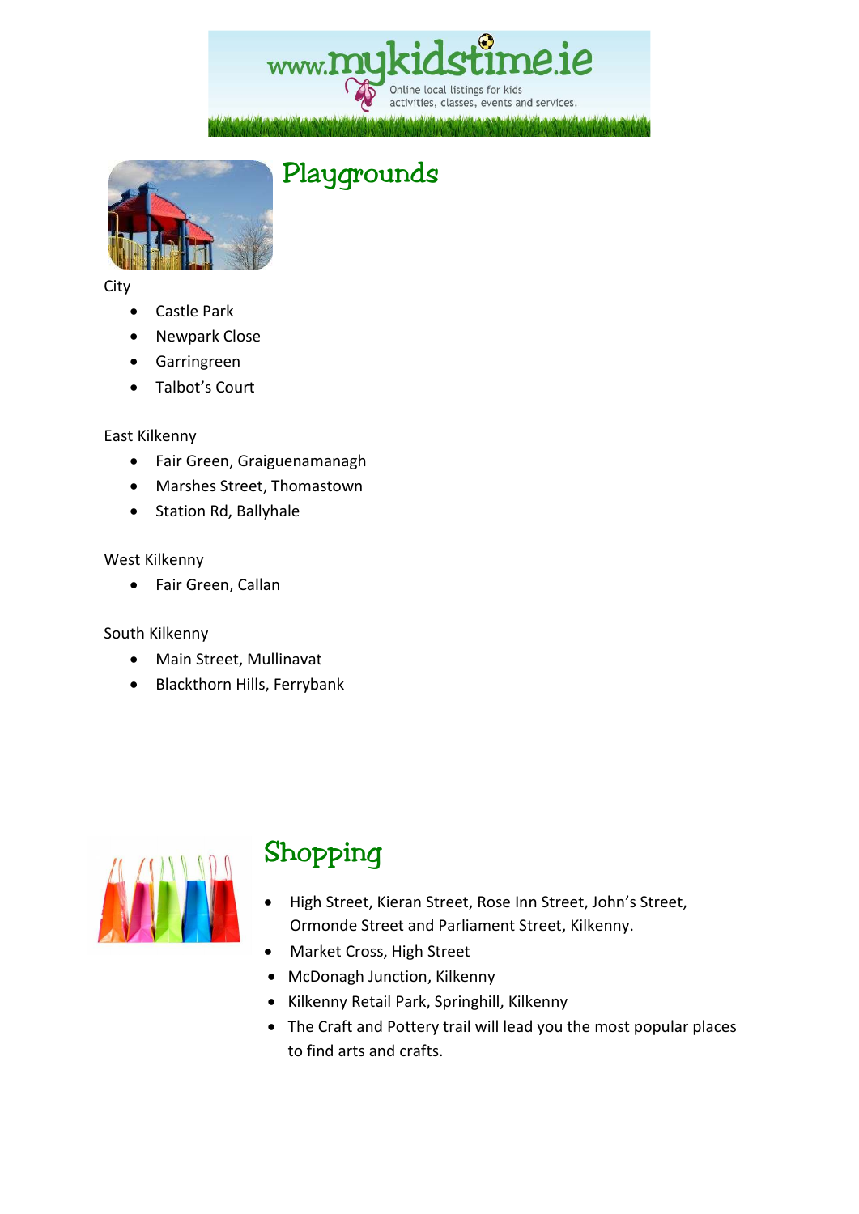## Playgrounds

City

- Castle Park
- Newpark Close
- Garringreen
- Talbot's Court

East Kilkenny

- Fair Green, Graiguenamanagh
- Marshes Street, Thomastown
- Station Rd, Ballyhale

West Kilkenny

- Fair Green, Callan

South Kilkenny

- Main Street, Mullinavat
- Blackthorn Hills, Ferrybank

## Shopping

- High Street, Kieran Street, Rose Inn Street, John's Street, Ormonde Street and Parliament Street, Kilkenny.
- Market Cross, High Street
- McDonagh Junction, Kilkenny
- Kilkenny Retail Park, Springhill, Kilkenny
- The Craft and Pottery trail will lead you the most popular places to find arts and crafts.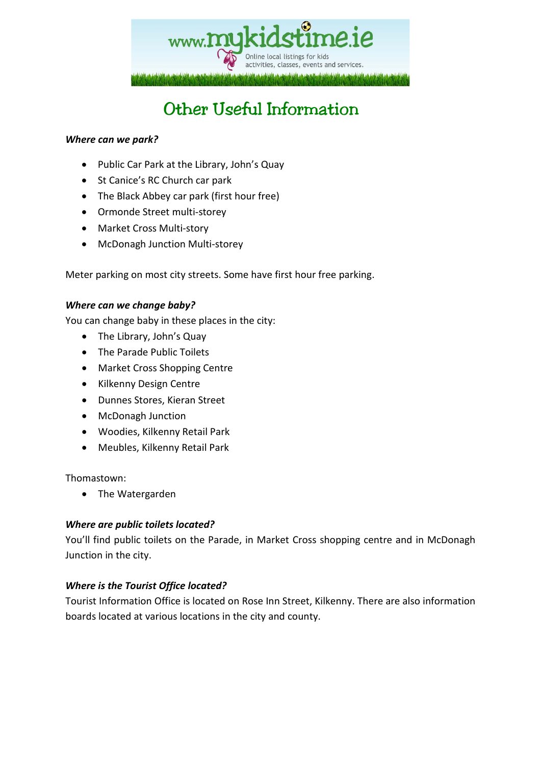www.mykidstime.ie

Online local listings for kids activities, classes, events and services.

# Other Useful Information

***Where can we park?***

- Public Car Park at the Library, John's Quay
- St Canice's RC Church car park
- The Black Abbey car park (first hour free)
- Ormonde Street multi-storey
- Market Cross Multi-story
- McDonagh Junction Multi-storey

Meter parking on most city streets. Some have first hour free parking.

***Where can we change baby?***

You can change baby in these places in the city:

- The Library, John's Quay
- The Parade Public Toilets
- Market Cross Shopping Centre
- Kilkenny Design Centre
- Dunnes Stores, Kieran Street
- McDonagh Junction
- Woodies, Kilkenny Retail Park
- Meubles, Kilkenny Retail Park

Thomastown:

- The Watergarden

***Where are public toilets located?***

You'll find public toilets on the Parade, in Market Cross shopping centre and in McDonagh Junction in the city.

***Where is the Tourist Office located?***

Tourist Information Office is located on Rose Inn Street, Kilkenny. There are also information boards located at various locations in the city and county.